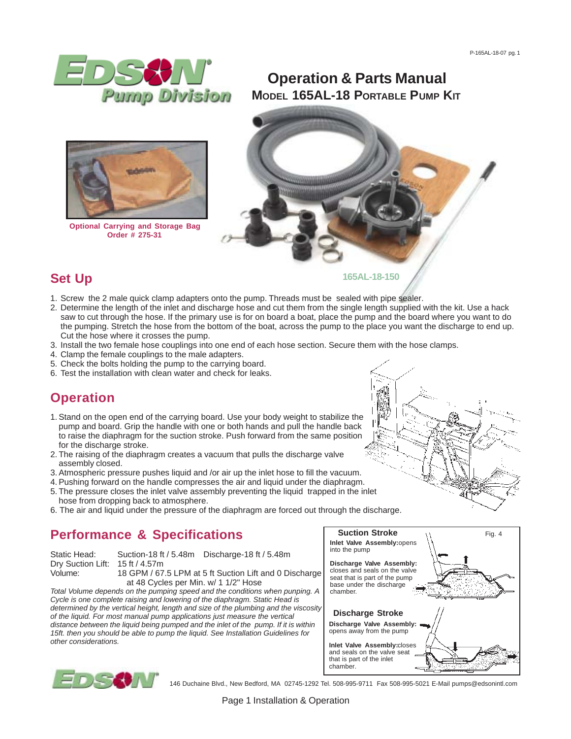# Operation & Parts Manual

## Model 165AL-18 Portable Pump Kit

Optional Carrying and Storage Bag
Order # 275-31

165AL-18-150

## Set Up

1. Screw the 2 male quick clamp adapters onto the pump. Threads must be sealed with pipe sealer.
2. Determine the length of the inlet and discharge hose and cut them from the single length supplied with the kit. Use a hack saw to cut through the hose. If the primary use is for on board a boat, place the pump and the board where you want to do the pumping. Stretch the hose from the bottom of the boat, across the pump to the place you want the discharge to end up. Cut the hose where it crosses the pump.
3. Install the two female hose couplings into one end of each hose section. Secure them with the hose clamps.
4. Clamp the female couplings to the male adapters.
5. Check the bolts holding the pump to the carrying board.
6. Test the installation with clean water and check for leaks.

## Operation

1. Stand on the open end of the carrying board. Use your body weight to stabilize the pump and board. Grip the handle with one or both hands and pull the handle back to raise the diaphragm for the suction stroke. Push forward from the same position for the discharge stroke.
2. The raising of the diaphragm creates a vacuum that pulls the discharge valve assembly closed.
3. Atmospheric pressure pushes liquid and /or air up the inlet hose to fill the vacuum.
4. Pushing forward on the handle compresses the air and liquid under the diaphragm.
5. The pressure closes the inlet valve assembly preventing the liquid trapped in the inlet hose from dropping back to atmosphere.
6. The air and liquid under the pressure of the diaphragm are forced out through the discharge.

## Performance & Specifications

Static Head: Suction-18 ft / 5.48m Discharge-18 ft / 5.48m
Dry Suction Lift: 15 ft / 4.57m
Volume: 18 GPM / 67.5 LPM at 5 ft Suction Lift and 0 Discharge at 48 Cycles per Min. w/ 1 1/2" Hose

*Total Volume depends on the pumping speed and the conditions when punping. A Cycle is one complete raising and lowering of the diaphragm. Static Head is determined by the vertical height, length and size of the plumbing and the viscosity of the liquid. For most manual pump applications just measure the vertical distance between the liquid being pumped and the inlet of the pump. If it is within 15ft. then you should be able to pump the liquid. See Installation Guidelines for other considerations.*

Fig. 4

**Suction Stroke**

**Inlet Valve Assembly:** opens into the pump

**Discharge Valve Assembly:** closes and seals on the valve seat that is part of the pump base under the discharge chamber.

**Discharge Stroke**

**Discharge Valve Assembly:** opens away from the pump

**Inlet Valve Assembly:** closes and seals on the valve seat that is part of the inlet chamber.

146 Duchaine Blvd., New Bedford, MA 02745-1292 Tel. 508-995-9711 Fax 508-995-5021 E-Mail pumps@edsonintl.com

Page 1 Installation & Operation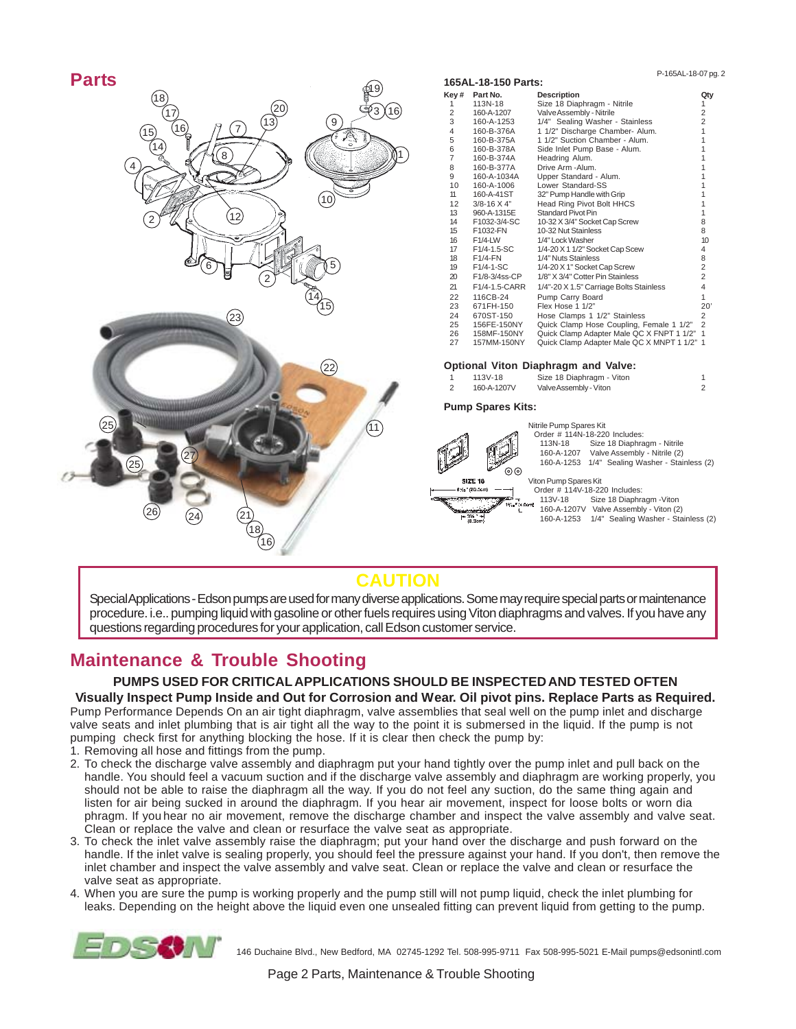# Parts

## 165AL-18-150 Parts:

| Key # | Part No. | Description | Qty |
|---|---|---|---|
| 1 | 113N-18 | Size 18 Diaphragm - Nitrile | 1 |
| 2 | 160-A-1207 | Valve Assembly - Nitrile | 2 |
| 3 | 160-A-1253 | 1/4" Sealing Washer - Stainless | 2 |
| 4 | 160-B-376A | 1 1/2" Discharge Chamber- Alum. | 1 |
| 5 | 160-B-375A | 1 1/2" Suction Chamber - Alum. | 1 |
| 6 | 160-B-378A | Side Inlet Pump Base - Alum. | 1 |
| 7 | 160-B-374A | Headring Alum. | 1 |
| 8 | 160-B-377A | Drive Arm -Alum. | 1 |
| 9 | 160-A-1034A | Upper Standard - Alum. | 1 |
| 10 | 160-A-1006 | Lower Standard-SS | 1 |
| 11 | 160-A-41ST | 32" Pump Handle with Grip | 1 |
| 12 | 3/8-16 X 4" | Head Ring Pivot Bolt HHCS | 1 |
| 13 | 960-A-1315E | Standard Pivot Pin | 1 |
| 14 | F1032-3/4-SC | 10-32 X 3/4" Socket Cap Screw | 8 |
| 15 | F1032-FN | 10-32 Nut Stainless | 8 |
| 16 | F1/4-LW | 1/4" Lock Washer | 10 |
| 17 | F1/4-1.5-SC | 1/4-20 X 1 1/2" Socket Cap Scew | 4 |
| 18 | F1/4-FN | 1/4" Nuts Stainless | 8 |
| 19 | F1/4-1-SC | 1/4-20 X 1" Socket Cap Screw | 2 |
| 20 | F1/8-3/4ss-CP | 1/8" X 3/4" Cotter Pin Stainless | 2 |
| 21 | F1/4-1.5-CARR | 1/4"-20 X 1.5" Carriage Bolts Stainless | 4 |
| 22 | 116CB-24 | Pump Carry Board | 1 |
| 23 | 671FH-150 | Flex Hose 1 1/2" | 20' |
| 24 | 670ST-150 | Hose Clamps 1 1/2" Stainless | 2 |
| 25 | 156FE-150NY | Quick Clamp Hose Coupling, Female 1 1/2" | 2 |
| 26 | 158MF-150NY | Quick Clamp Adapter Male QC X FNPT 1 1/2" | 1 |
| 27 | 157MM-150NY | Quick Clamp Adapter Male QC X MNPT 1 1/2" | 1 |

### Optional Viton Diaphragm and Valve:

| | | | |
|---|---|---|---|
| 1 | 113V-18 | Size 18 Diaphragm - Viton | 1 |
| 2 | 160-A-1207V | Valve Assembly - Viton | 2 |

### Pump Spares Kits:

Nitrile Pump Spares Kit
Order # 114N-18-220 Includes:
113N-18 Size 18 Diaphragm - Nitrile
160-A-1207 Valve Assembly - Nitrile (2)
160-A-1253 1/4" Sealing Washer - Stainless (2)

Viton Pump Spares Kit
Order # 114V-18-220 Includes:
113V-18 Size 18 Diaphragm -Viton
160-A-1207V Valve Assembly - Viton (2)
160-A-1253 1/4" Sealing Washer - Stainless (2)

## CAUTION

Special Applications - Edson pumps are used for many diverse applications. Some may require special parts or maintenance procedure. i.e.. pumping liquid with gasoline or other fuels requires using Viton diaphragms and valves. If you have any questions regarding procedures for your application, call Edson customer service.

## Maintenance & Trouble Shooting

**PUMPS USED FOR CRITICAL APPLICATIONS SHOULD BE INSPECTED AND TESTED OFTEN**

**Visually Inspect Pump Inside and Out for Corrosion and Wear. Oil pivot pins. Replace Parts as Required.**

Pump Performance Depends On an air tight diaphragm, valve assemblies that seal well on the pump inlet and discharge valve seats and inlet plumbing that is air tight all the way to the point it is submersed in the liquid. If the pump is not pumping check first for anything blocking the hose. If it is clear then check the pump by:

1. Removing all hose and fittings from the pump.
2. To check the discharge valve assembly and diaphragm put your hand tightly over the pump inlet and pull back on the handle. You should feel a vacuum suction and if the discharge valve assembly and diaphragm are working properly, you should not be able to raise the diaphragm all the way. If you do not feel any suction, do the same thing again and listen for air being sucked in around the diaphragm. If you hear air movement, inspect for loose bolts or worn dia phragm. If you hear no air movement, remove the discharge chamber and inspect the valve assembly and valve seat. Clean or replace the valve and clean or resurface the valve seat as appropriate.
3. To check the inlet valve assembly raise the diaphragm; put your hand over the discharge and push forward on the handle. If the inlet valve is sealing properly, you should feel the pressure against your hand. If you don't, then remove the inlet chamber and inspect the valve assembly and valve seat. Clean or replace the valve and clean or resurface the valve seat as appropriate.
4. When you are sure the pump is working properly and the pump still will not pump liquid, check the inlet plumbing for leaks. Depending on the height above the liquid even one unsealed fitting can prevent liquid from getting to the pump.

146 Duchaine Blvd., New Bedford, MA 02745-1292 Tel. 508-995-9711 Fax 508-995-5021 E-Mail pumps@edsonintl.com

Page 2 Parts, Maintenance & Trouble Shooting